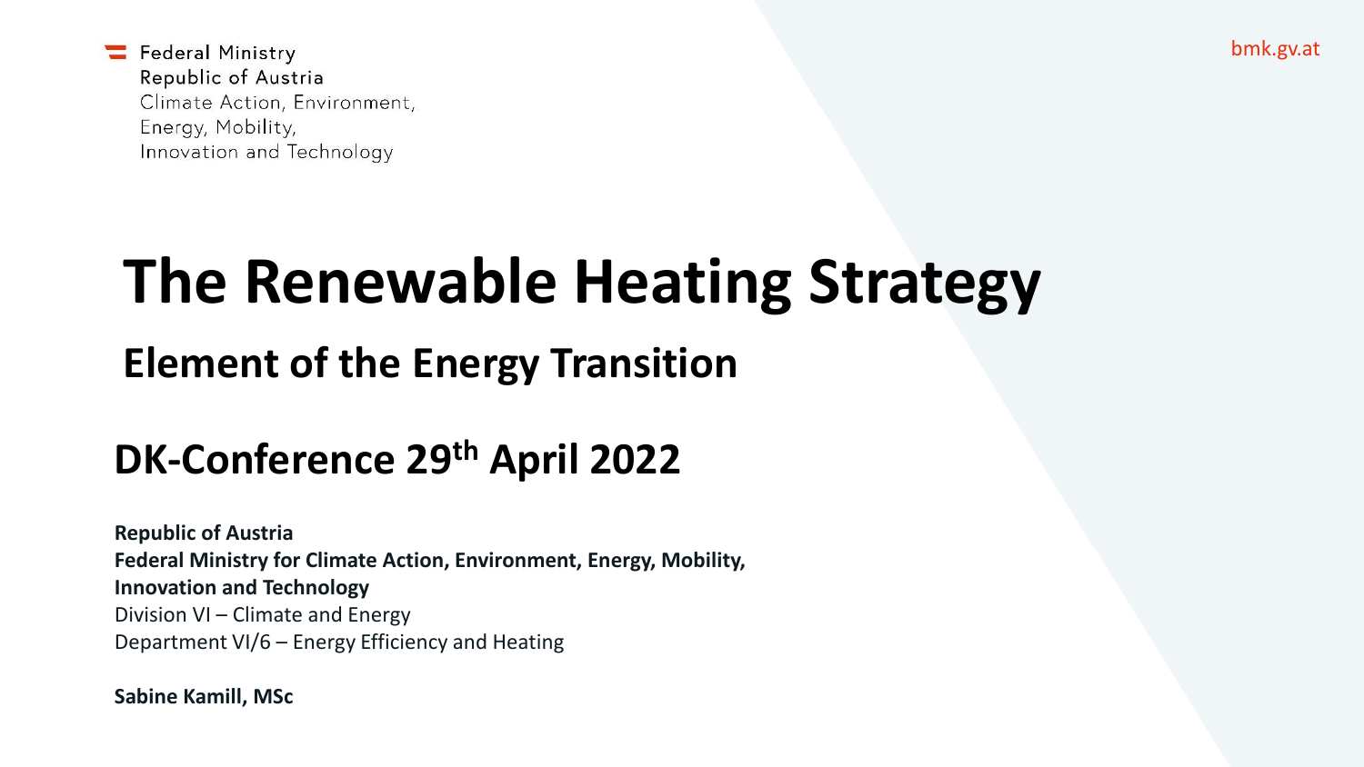Federal Ministry
Republic of Austria
Climate Action, Environment,
Energy, Mobility,
Innovation and Technology

bmk.gv.at

# The Renewable Heating Strategy

## Element of the Energy Transition

## DK-Conference 29th April 2022

**Republic of Austria**
**Federal Ministry for Climate Action, Environment, Energy, Mobility, Innovation and Technology**
Division VI – Climate and Energy
Department VI/6 – Energy Efficiency and Heating

**Sabine Kamill, MSc**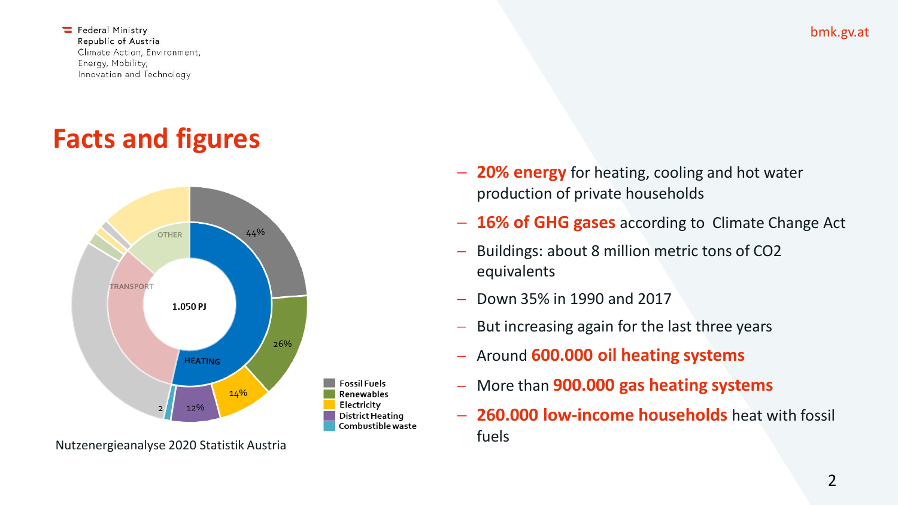# Facts and figures

Fossil Fuels
Renewables
Electricity
District Heating
Combustible waste

OTHER

TRANSPORT

HEATING

1.050 PJ

44%

26%

14%

12%

2

Nutzenergieanalyse 2020 Statistik Austria

- **20% energy** for heating, cooling and hot water production of private households
- **16% of GHG gases** according to Climate Change Act
- Buildings: about 8 million metric tons of $CO_2$ equivalents
- Down 35% in 1990 and 2017
- But increasing again for the last three years
- Around **600.000 oil heating systems**
- More than **900.000 gas heating systems**
- **260.000 low-income households** heat with fossil fuels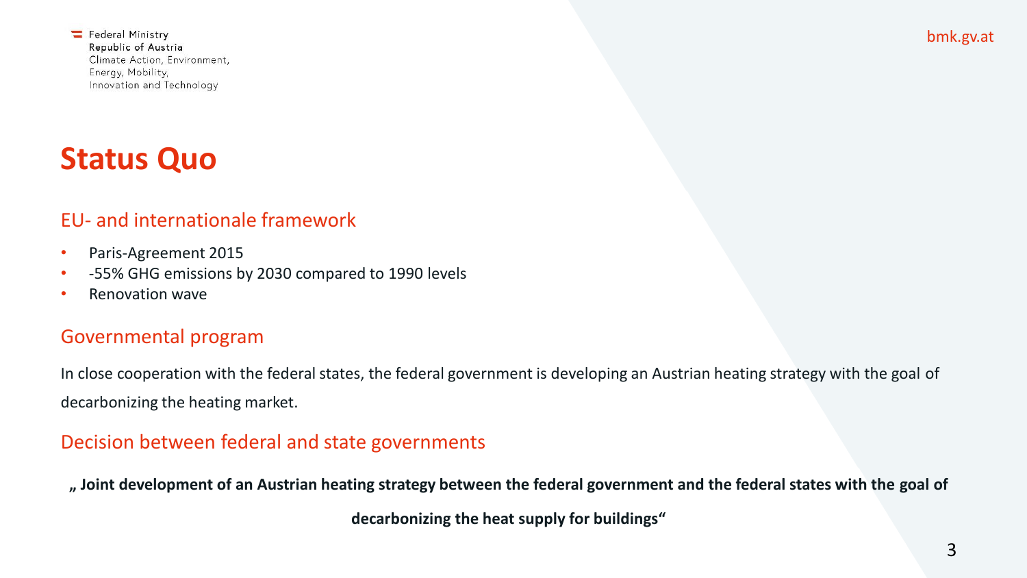# Status Quo

## EU- and internationale framework

- Paris-Agreement 2015
- -55% GHG emissions by 2030 compared to 1990 levels
- Renovation wave

## Governmental program

In close cooperation with the federal states, the federal government is developing an Austrian heating strategy with the goal of decarbonizing the heating market.

## Decision between federal and state governments

**„ Joint development of an Austrian heating strategy between the federal government and the federal states with the goal of decarbonizing the heat supply for buildings“**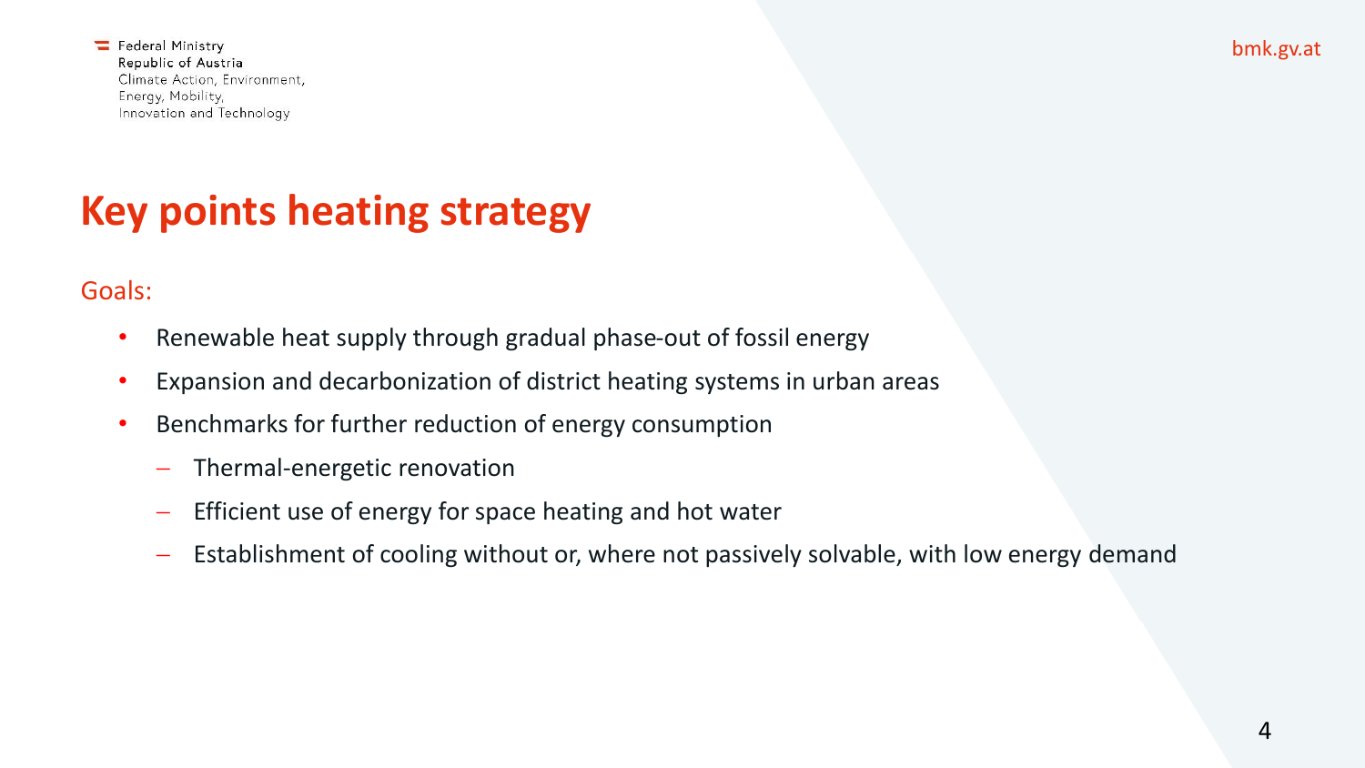# Key points heating strategy

Goals:

- Renewable heat supply through gradual phase-out of fossil energy
- Expansion and decarbonization of district heating systems in urban areas
- Benchmarks for further reduction of energy consumption
  - Thermal-energetic renovation
  - Efficient use of energy for space heating and hot water
  - Establishment of cooling without or, where not passively solvable, with low energy demand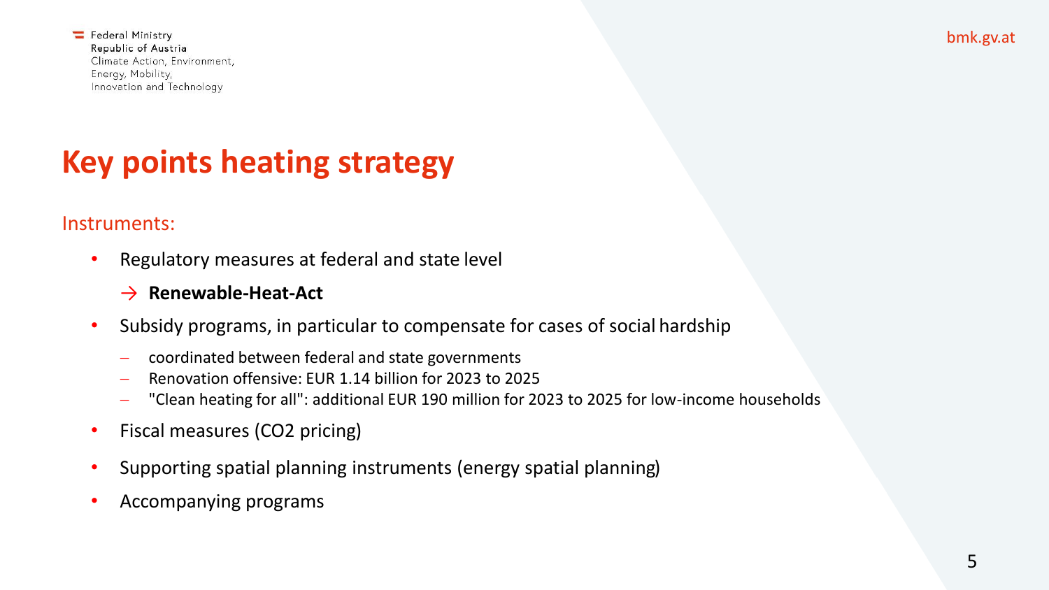# Key points heating strategy

Instruments:

- Regulatory measures at federal and state level
  
  → **Renewable-Heat-Act**
- Subsidy programs, in particular to compensate for cases of social hardship
  - coordinated between federal and state governments
  - Renovation offensive: EUR 1.14 billion for 2023 to 2025
  - "Clean heating for all": additional EUR 190 million for 2023 to 2025 for low-income households
- Fiscal measures ($CO_2$ pricing)
- Supporting spatial planning instruments (energy spatial planning)
- Accompanying programs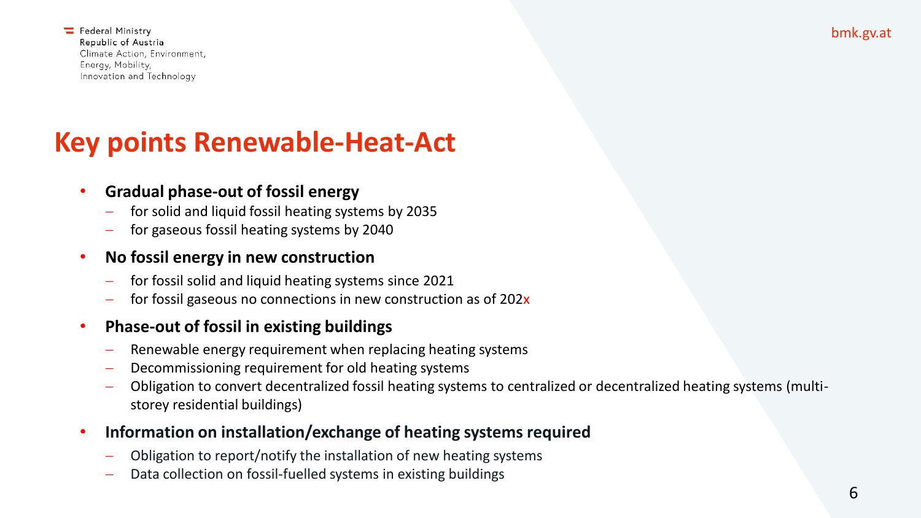# Key points Renewable-Heat-Act

- **Gradual phase-out of fossil energy**
  - for solid and liquid fossil heating systems by 2035
  - for gaseous fossil heating systems by 2040
- **No fossil energy in new construction**
  - for fossil solid and liquid heating systems since 2021
  - for fossil gaseous no connections in new construction as of 202x
- **Phase-out of fossil in existing buildings**
  - Renewable energy requirement when replacing heating systems
  - Decommissioning requirement for old heating systems
  - Obligation to convert decentralized fossil heating systems to centralized or decentralized heating systems (multi-storey residential buildings)
- **Information on installation/exchange of heating systems required**
  - Obligation to report/notify the installation of new heating systems
  - Data collection on fossil-fuelled systems in existing buildings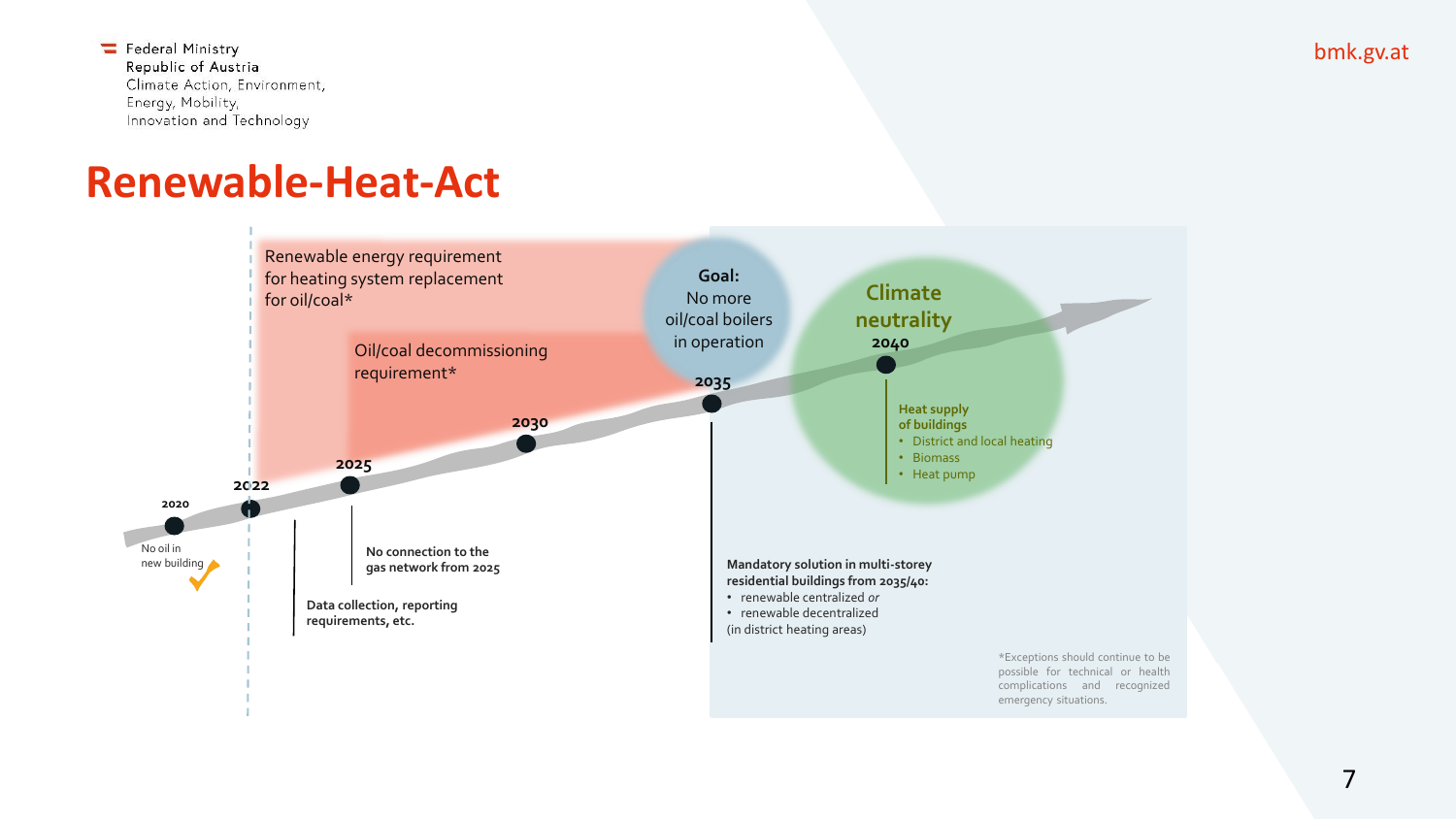Federal Ministry
Republic of Austria
Climate Action, Environment,
Energy, Mobility,
Innovation and Technology

# Renewable-Heat-Act

Renewable energy requirement for heating system replacement for oil/coal*

Oil/coal decommissioning requirement*

**Goal:**
No more oil/coal boilers in operation

**Climate neutrality**

**2020**
No oil in new building ✓

**2022**

Data collection, reporting requirements, etc.

**2025**

No connection to the gas network from 2025

**2030**

**2035**

Mandatory solution in multi-storey residential buildings from 2035/40:

- renewable centralized *or*
- renewable decentralized

(in district heating areas)

**2040**

Heat supply of buildings

- District and local heating
- Biomass
- Heat pump

*Exceptions should continue to be possible for technical or health complications and recognized emergency situations.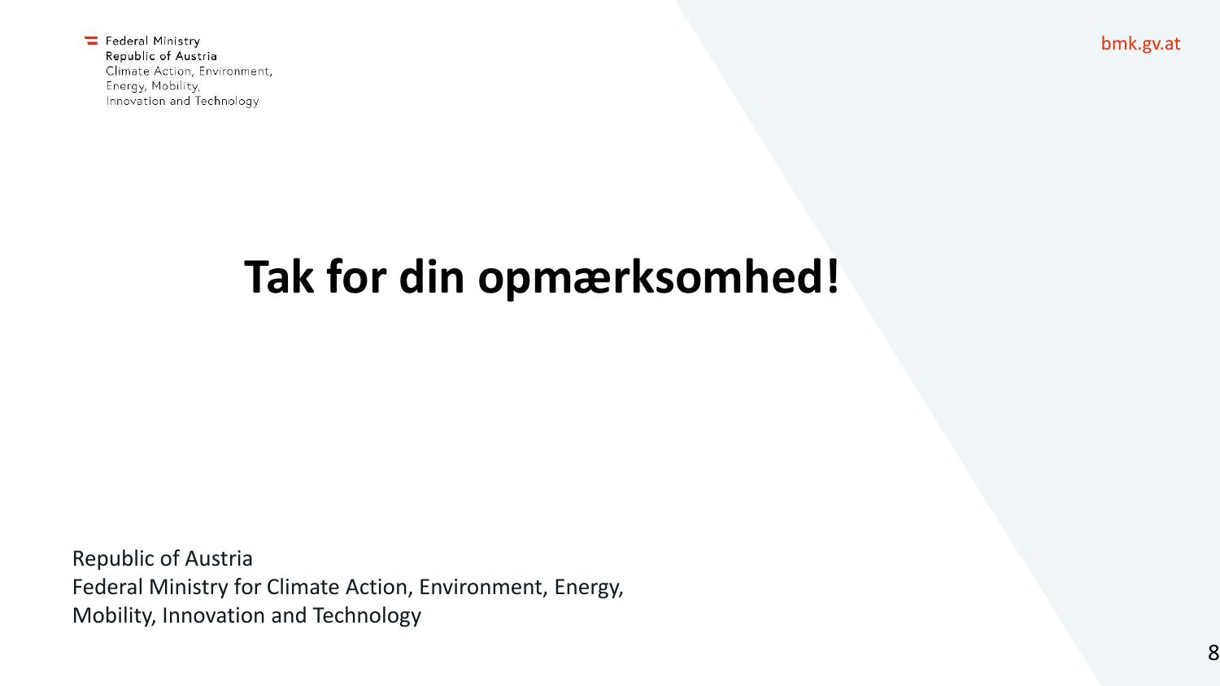Federal Ministry
Republic of Austria
Climate Action, Environment,
Energy, Mobility,
Innovation and Technology

bmk.gv.at

# Tak for din opmærksomhed!

Republic of Austria
Federal Ministry for Climate Action, Environment, Energy,
Mobility, Innovation and Technology